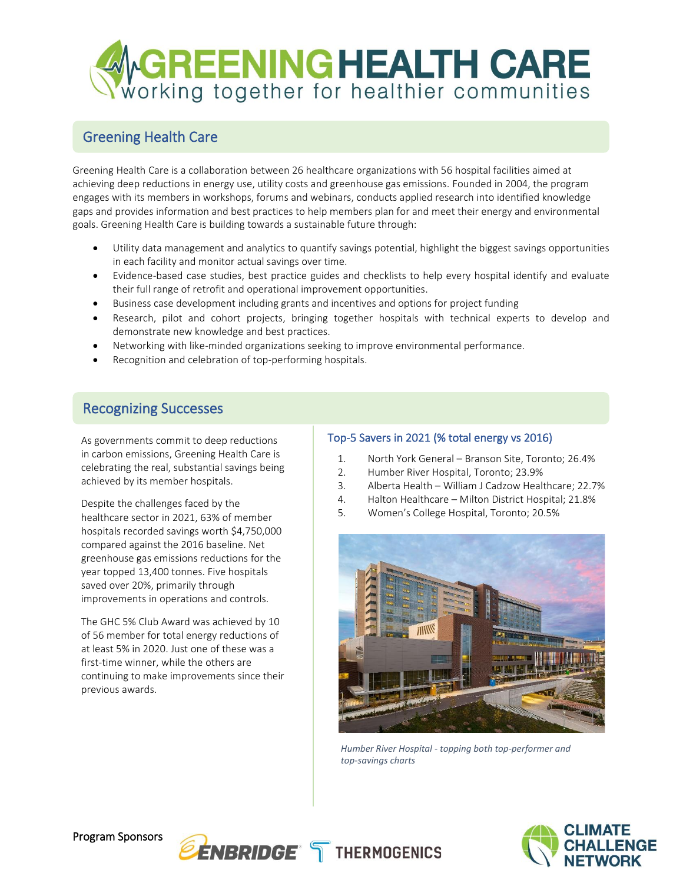# GREENING HEALTH CARE

working together for healthier communities

## Greening Health Care

Greening Health Care is a collaboration between 26 healthcare organizations with 56 hospital facilities aimed at achieving deep reductions in energy use, utility costs and greenhouse gas emissions. Founded in 2004, the program engages with its members in workshops, forums and webinars, conducts applied research into identified knowledge gaps and provides information and best practices to help members plan for and meet their energy and environmental goals. Greening Health Care is building towards a sustainable future through:

- Utility data management and analytics to quantify savings potential, highlight the biggest savings opportunities in each facility and monitor actual savings over time.
- Evidence-based case studies, best practice guides and checklists to help every hospital identify and evaluate their full range of retrofit and operational improvement opportunities.
- Business case development including grants and incentives and options for project funding
- Research, pilot and cohort projects, bringing together hospitals with technical experts to develop and demonstrate new knowledge and best practices.
- Networking with like-minded organizations seeking to improve environmental performance.
- Recognition and celebration of top-performing hospitals.

## Recognizing Successes

As governments commit to deep reductions in carbon emissions, Greening Health Care is celebrating the real, substantial savings being achieved by its member hospitals.

Despite the challenges faced by the healthcare sector in 2021, 63% of member hospitals recorded savings worth $4,750,000 compared against the 2016 baseline. Net greenhouse gas emissions reductions for the year topped 13,400 tonnes. Five hospitals saved over 20%, primarily through improvements in operations and controls.

The GHC 5% Club Award was achieved by 10 of 56 member for total energy reductions of at least 5% in 2020. Just one of these was a first-time winner, while the others are continuing to make improvements since their previous awards.

### Top-5 Savers in 2021 (% total energy vs 2016)

1. North York General – Branson Site, Toronto; 26.4%
2. Humber River Hospital, Toronto; 23.9%
3. Alberta Health – William J Cadzow Healthcare; 22.7%
4. Halton Healthcare – Milton District Hospital; 21.8%
5. Women's College Hospital, Toronto; 20.5%

*Humber River Hospital - topping both top-performer and top-savings charts*

Program Sponsors: ENBRIDGE, THERMOGENICS

CLIMATE CHALLENGE NETWORK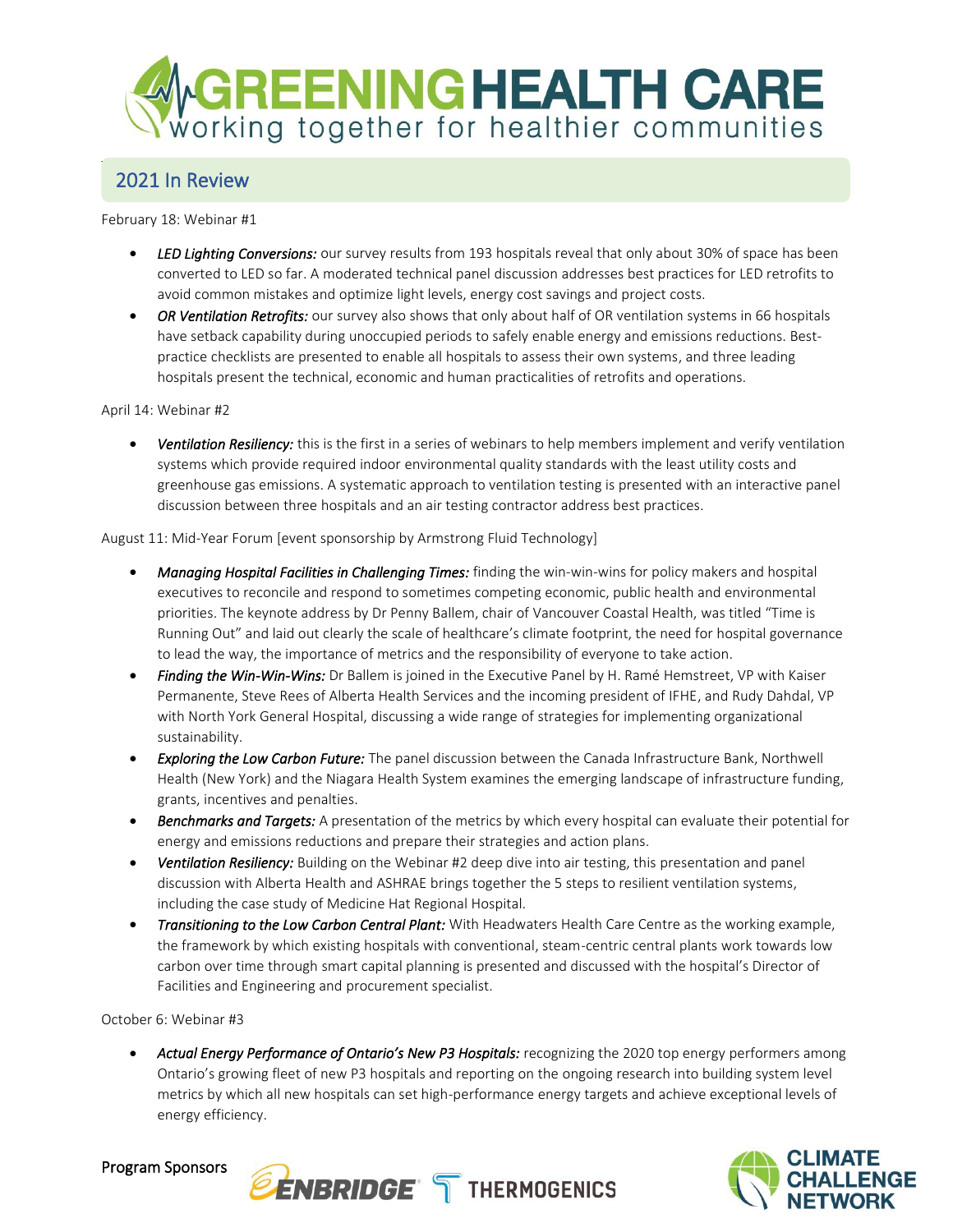# GREENING HEALTH CARE

working together for healthier communities

## 2021 In Review

February 18: Webinar #1

- ***LED Lighting Conversions:*** our survey results from 193 hospitals reveal that only about 30% of space has been converted to LED so far. A moderated technical panel discussion addresses best practices for LED retrofits to avoid common mistakes and optimize light levels, energy cost savings and project costs.
- ***OR Ventilation Retrofits:*** our survey also shows that only about half of OR ventilation systems in 66 hospitals have setback capability during unoccupied periods to safely enable energy and emissions reductions. Best-practice checklists are presented to enable all hospitals to assess their own systems, and three leading hospitals present the technical, economic and human practicalities of retrofits and operations.

April 14: Webinar #2

- ***Ventilation Resiliency:*** this is the first in a series of webinars to help members implement and verify ventilation systems which provide required indoor environmental quality standards with the least utility costs and greenhouse gas emissions. A systematic approach to ventilation testing is presented with an interactive panel discussion between three hospitals and an air testing contractor address best practices.

August 11: Mid-Year Forum [event sponsorship by Armstrong Fluid Technology]

- ***Managing Hospital Facilities in Challenging Times:*** finding the win-win-wins for policy makers and hospital executives to reconcile and respond to sometimes competing economic, public health and environmental priorities. The keynote address by Dr Penny Ballem, chair of Vancouver Coastal Health, was titled "Time is Running Out" and laid out clearly the scale of healthcare's climate footprint, the need for hospital governance to lead the way, the importance of metrics and the responsibility of everyone to take action.
- ***Finding the Win-Win-Wins:*** Dr Ballem is joined in the Executive Panel by H. Ramé Hemstreet, VP with Kaiser Permanente, Steve Rees of Alberta Health Services and the incoming president of IFHE, and Rudy Dahdal, VP with North York General Hospital, discussing a wide range of strategies for implementing organizational sustainability.
- ***Exploring the Low Carbon Future:*** The panel discussion between the Canada Infrastructure Bank, Northwell Health (New York) and the Niagara Health System examines the emerging landscape of infrastructure funding, grants, incentives and penalties.
- ***Benchmarks and Targets:*** A presentation of the metrics by which every hospital can evaluate their potential for energy and emissions reductions and prepare their strategies and action plans.
- ***Ventilation Resiliency:*** Building on the Webinar #2 deep dive into air testing, this presentation and panel discussion with Alberta Health and ASHRAE brings together the 5 steps to resilient ventilation systems, including the case study of Medicine Hat Regional Hospital.
- ***Transitioning to the Low Carbon Central Plant:*** With Headwaters Health Care Centre as the working example, the framework by which existing hospitals with conventional, steam-centric central plants work towards low carbon over time through smart capital planning is presented and discussed with the hospital's Director of Facilities and Engineering and procurement specialist.

October 6: Webinar #3

- ***Actual Energy Performance of Ontario's New P3 Hospitals:*** recognizing the 2020 top energy performers among Ontario's growing fleet of new P3 hospitals and reporting on the ongoing research into building system level metrics by which all new hospitals can set high-performance energy targets and achieve exceptional levels of energy efficiency.

Program Sponsors ENBRIDGE THERMOGENICS

CLIMATE CHALLENGE NETWORK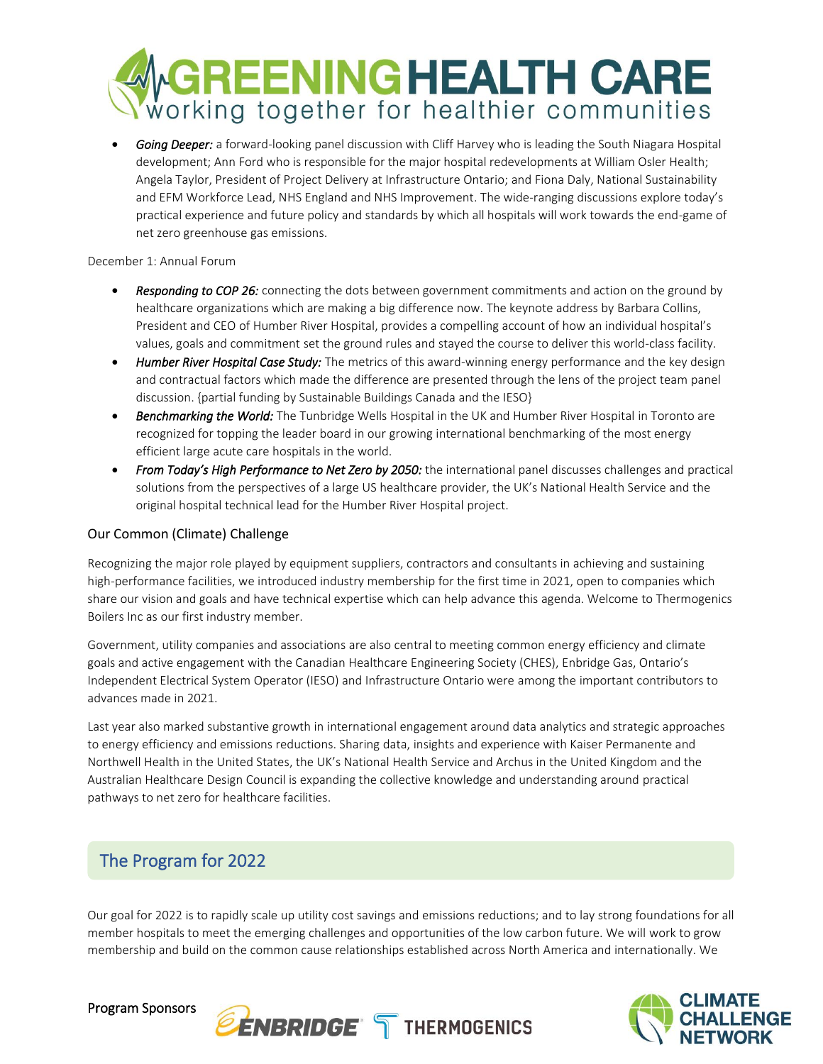- *Going Deeper:* a forward-looking panel discussion with Cliff Harvey who is leading the South Niagara Hospital development; Ann Ford who is responsible for the major hospital redevelopments at William Osler Health; Angela Taylor, President of Project Delivery at Infrastructure Ontario; and Fiona Daly, National Sustainability and EFM Workforce Lead, NHS England and NHS Improvement. The wide-ranging discussions explore today's practical experience and future policy and standards by which all hospitals will work towards the end-game of net zero greenhouse gas emissions.

December 1: Annual Forum

- *Responding to COP 26:* connecting the dots between government commitments and action on the ground by healthcare organizations which are making a big difference now. The keynote address by Barbara Collins, President and CEO of Humber River Hospital, provides a compelling account of how an individual hospital's values, goals and commitment set the ground rules and stayed the course to deliver this world-class facility.
- *Humber River Hospital Case Study:* The metrics of this award-winning energy performance and the key design and contractual factors which made the difference are presented through the lens of the project team panel discussion. {partial funding by Sustainable Buildings Canada and the IESO}
- *Benchmarking the World:* The Tunbridge Wells Hospital in the UK and Humber River Hospital in Toronto are recognized for topping the leader board in our growing international benchmarking of the most energy efficient large acute care hospitals in the world.
- *From Today's High Performance to Net Zero by 2050:* the international panel discusses challenges and practical solutions from the perspectives of a large US healthcare provider, the UK's National Health Service and the original hospital technical lead for the Humber River Hospital project.

### Our Common (Climate) Challenge

Recognizing the major role played by equipment suppliers, contractors and consultants in achieving and sustaining high-performance facilities, we introduced industry membership for the first time in 2021, open to companies which share our vision and goals and have technical expertise which can help advance this agenda. Welcome to Thermogenics Boilers Inc as our first industry member.

Government, utility companies and associations are also central to meeting common energy efficiency and climate goals and active engagement with the Canadian Healthcare Engineering Society (CHES), Enbridge Gas, Ontario's Independent Electrical System Operator (IESO) and Infrastructure Ontario were among the important contributors to advances made in 2021.

Last year also marked substantive growth in international engagement around data analytics and strategic approaches to energy efficiency and emissions reductions. Sharing data, insights and experience with Kaiser Permanente and Northwell Health in the United States, the UK's National Health Service and Archus in the United Kingdom and the Australian Healthcare Design Council is expanding the collective knowledge and understanding around practical pathways to net zero for healthcare facilities.

## The Program for 2022

Our goal for 2022 is to rapidly scale up utility cost savings and emissions reductions; and to lay strong foundations for all member hospitals to meet the emerging challenges and opportunities of the low carbon future. We will work to grow membership and build on the common cause relationships established across North America and internationally. We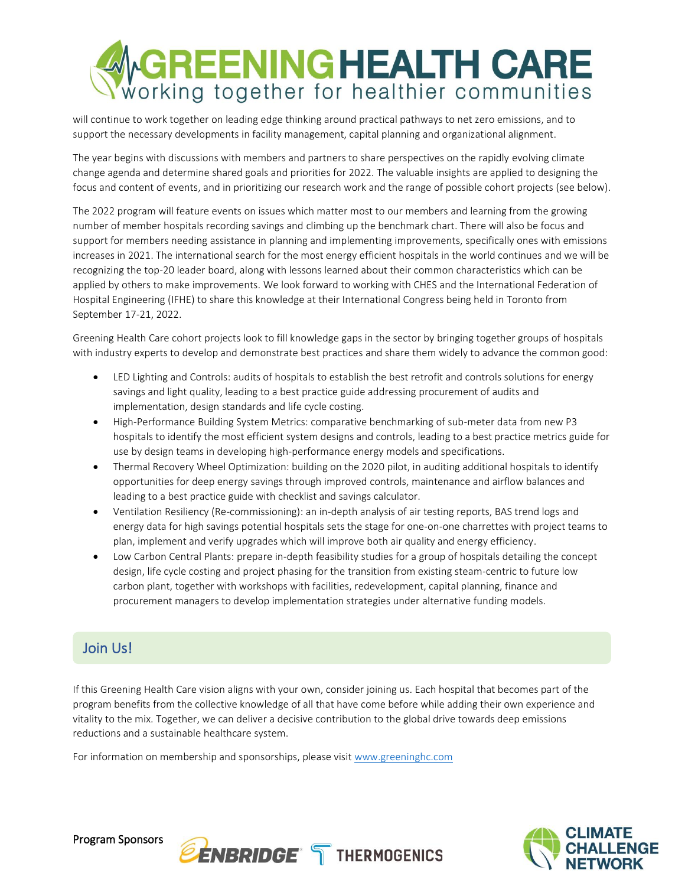will continue to work together on leading edge thinking around practical pathways to net zero emissions, and to support the necessary developments in facility management, capital planning and organizational alignment.

The year begins with discussions with members and partners to share perspectives on the rapidly evolving climate change agenda and determine shared goals and priorities for 2022. The valuable insights are applied to designing the focus and content of events, and in prioritizing our research work and the range of possible cohort projects (see below).

The 2022 program will feature events on issues which matter most to our members and learning from the growing number of member hospitals recording savings and climbing up the benchmark chart. There will also be focus and support for members needing assistance in planning and implementing improvements, specifically ones with emissions increases in 2021. The international search for the most energy efficient hospitals in the world continues and we will be recognizing the top-20 leader board, along with lessons learned about their common characteristics which can be applied by others to make improvements. We look forward to working with CHES and the International Federation of Hospital Engineering (IFHE) to share this knowledge at their International Congress being held in Toronto from September 17-21, 2022.

Greening Health Care cohort projects look to fill knowledge gaps in the sector by bringing together groups of hospitals with industry experts to develop and demonstrate best practices and share them widely to advance the common good:

- LED Lighting and Controls: audits of hospitals to establish the best retrofit and controls solutions for energy savings and light quality, leading to a best practice guide addressing procurement of audits and implementation, design standards and life cycle costing.
- High-Performance Building System Metrics: comparative benchmarking of sub-meter data from new P3 hospitals to identify the most efficient system designs and controls, leading to a best practice metrics guide for use by design teams in developing high-performance energy models and specifications.
- Thermal Recovery Wheel Optimization: building on the 2020 pilot, in auditing additional hospitals to identify opportunities for deep energy savings through improved controls, maintenance and airflow balances and leading to a best practice guide with checklist and savings calculator.
- Ventilation Resiliency (Re-commissioning): an in-depth analysis of air testing reports, BAS trend logs and energy data for high savings potential hospitals sets the stage for one-on-one charrettes with project teams to plan, implement and verify upgrades which will improve both air quality and energy efficiency.
- Low Carbon Central Plants: prepare in-depth feasibility studies for a group of hospitals detailing the concept design, life cycle costing and project phasing for the transition from existing steam-centric to future low carbon plant, together with workshops with facilities, redevelopment, capital planning, finance and procurement managers to develop implementation strategies under alternative funding models.

## Join Us!

If this Greening Health Care vision aligns with your own, consider joining us. Each hospital that becomes part of the program benefits from the collective knowledge of all that have come before while adding their own experience and vitality to the mix. Together, we can deliver a decisive contribution to the global drive towards deep emissions reductions and a sustainable healthcare system.

For information on membership and sponsorships, please visit www.greeninghc.com

Program Sponsors

ENBRIDGE THERMOGENICS

CLIMATE CHALLENGE NETWORK